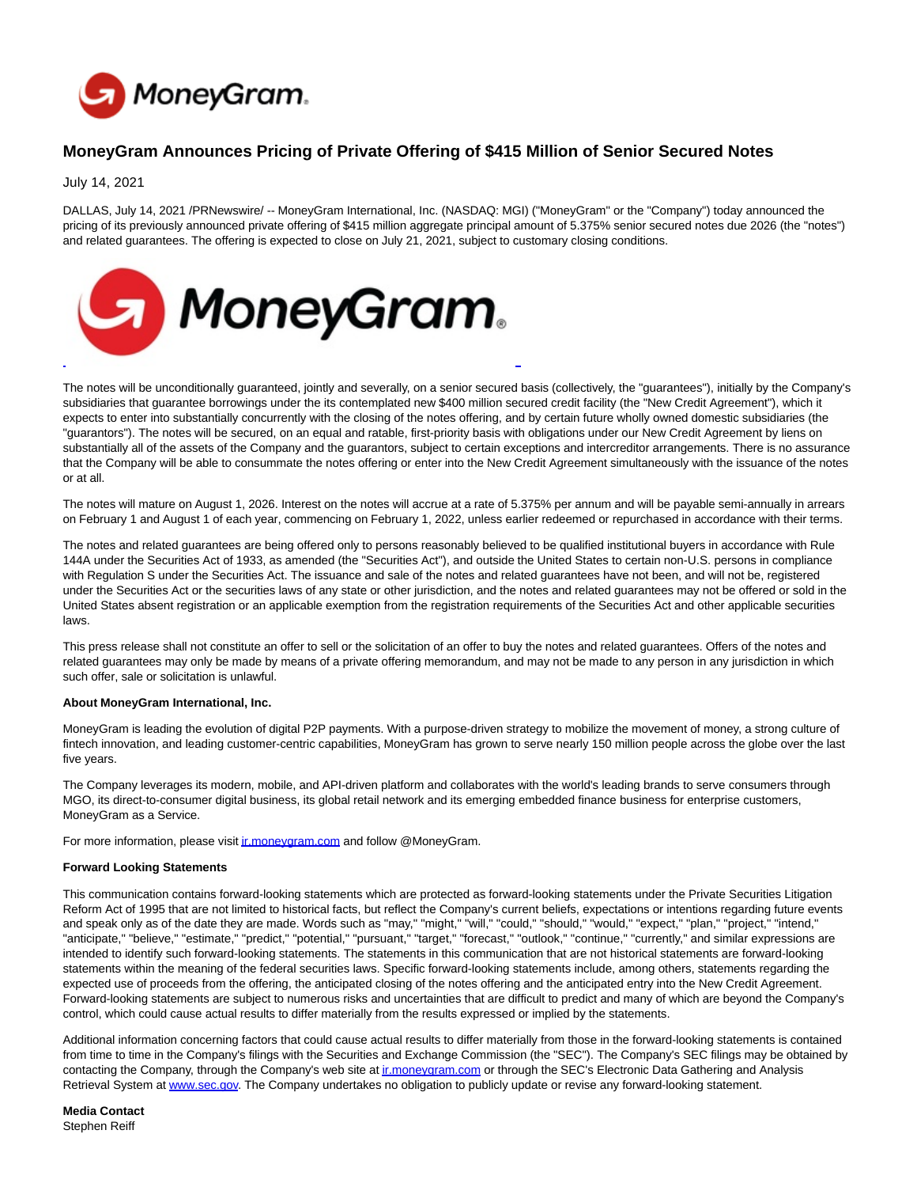# MoneyGram Announces Pricing of Private Offering of $415 Million of Senior Secured Notes

July 14, 2021

DALLAS, July 14, 2021 /PRNewswire/ -- MoneyGram International, Inc. (NASDAQ: MGI) ("MoneyGram" or the "Company") today announced the pricing of its previously announced private offering of $415 million aggregate principal amount of 5.375% senior secured notes due 2026 (the "notes") and related guarantees. The offering is expected to close on July 21, 2021, subject to customary closing conditions.

The notes will be unconditionally guaranteed, jointly and severally, on a senior secured basis (collectively, the "guarantees"), initially by the Company's subsidiaries that guarantee borrowings under the its contemplated new $400 million secured credit facility (the "New Credit Agreement"), which it expects to enter into substantially concurrently with the closing of the notes offering, and by certain future wholly owned domestic subsidiaries (the "guarantors"). The notes will be secured, on an equal and ratable, first-priority basis with obligations under our New Credit Agreement by liens on substantially all of the assets of the Company and the guarantors, subject to certain exceptions and intercreditor arrangements. There is no assurance that the Company will be able to consummate the notes offering or enter into the New Credit Agreement simultaneously with the issuance of the notes or at all.

The notes will mature on August 1, 2026. Interest on the notes will accrue at a rate of 5.375% per annum and will be payable semi-annually in arrears on February 1 and August 1 of each year, commencing on February 1, 2022, unless earlier redeemed or repurchased in accordance with their terms.

The notes and related guarantees are being offered only to persons reasonably believed to be qualified institutional buyers in accordance with Rule 144A under the Securities Act of 1933, as amended (the "Securities Act"), and outside the United States to certain non-U.S. persons in compliance with Regulation S under the Securities Act. The issuance and sale of the notes and related guarantees have not been, and will not be, registered under the Securities Act or the securities laws of any state or other jurisdiction, and the notes and related guarantees may not be offered or sold in the United States absent registration or an applicable exemption from the registration requirements of the Securities Act and other applicable securities laws.

This press release shall not constitute an offer to sell or the solicitation of an offer to buy the notes and related guarantees. Offers of the notes and related guarantees may only be made by means of a private offering memorandum, and may not be made to any person in any jurisdiction in which such offer, sale or solicitation is unlawful.

**About MoneyGram International, Inc.**

MoneyGram is leading the evolution of digital P2P payments. With a purpose-driven strategy to mobilize the movement of money, a strong culture of fintech innovation, and leading customer-centric capabilities, MoneyGram has grown to serve nearly 150 million people across the globe over the last five years.

The Company leverages its modern, mobile, and API-driven platform and collaborates with the world's leading brands to serve consumers through MGO, its direct-to-consumer digital business, its global retail network and its emerging embedded finance business for enterprise customers, MoneyGram as a Service.

For more information, please visit ir.moneygram.com and follow @MoneyGram.

**Forward Looking Statements**

This communication contains forward-looking statements which are protected as forward-looking statements under the Private Securities Litigation Reform Act of 1995 that are not limited to historical facts, but reflect the Company's current beliefs, expectations or intentions regarding future events and speak only as of the date they are made. Words such as "may," "might," "will," "could," "should," "would," "expect," "plan," "project," "intend," "anticipate," "believe," "estimate," "predict," "potential," "pursuant," "target," "forecast," "outlook," "continue," "currently," and similar expressions are intended to identify such forward-looking statements. The statements in this communication that are not historical statements are forward-looking statements within the meaning of the federal securities laws. Specific forward-looking statements include, among others, statements regarding the expected use of proceeds from the offering, the anticipated closing of the notes offering and the anticipated entry into the New Credit Agreement. Forward-looking statements are subject to numerous risks and uncertainties that are difficult to predict and many of which are beyond the Company's control, which could cause actual results to differ materially from the results expressed or implied by the statements.

Additional information concerning factors that could cause actual results to differ materially from those in the forward-looking statements is contained from time to time in the Company's filings with the Securities and Exchange Commission (the "SEC"). The Company's SEC filings may be obtained by contacting the Company, through the Company's web site at ir.moneygram.com or through the SEC's Electronic Data Gathering and Analysis Retrieval System at www.sec.gov. The Company undertakes no obligation to publicly update or revise any forward-looking statement.

**Media Contact**
Stephen Reiff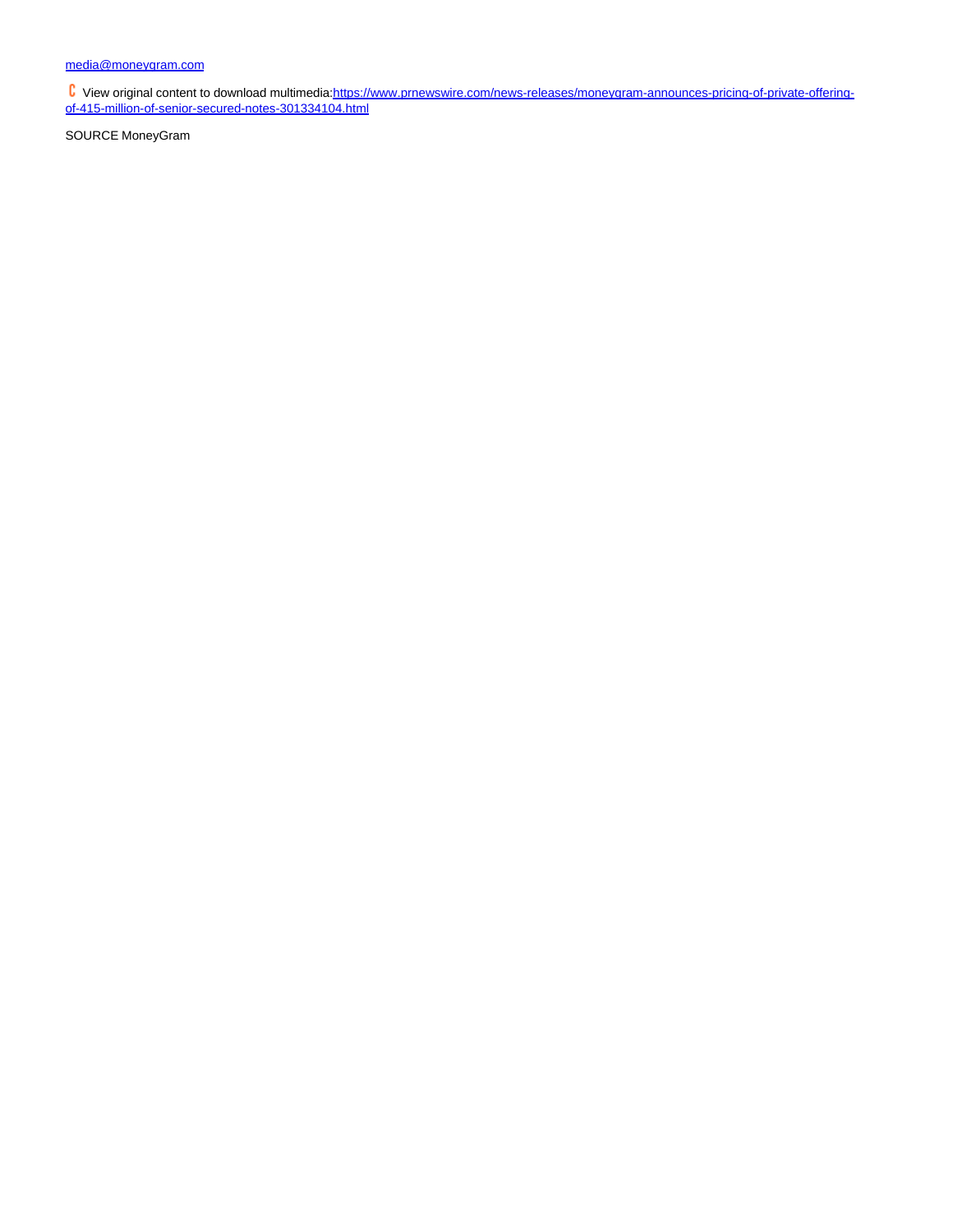media@moneygram.com

View original content to download multimedia:https://www.prnewswire.com/news-releases/moneygram-announces-pricing-of-private-offering-of-415-million-of-senior-secured-notes-301334104.html

SOURCE MoneyGram